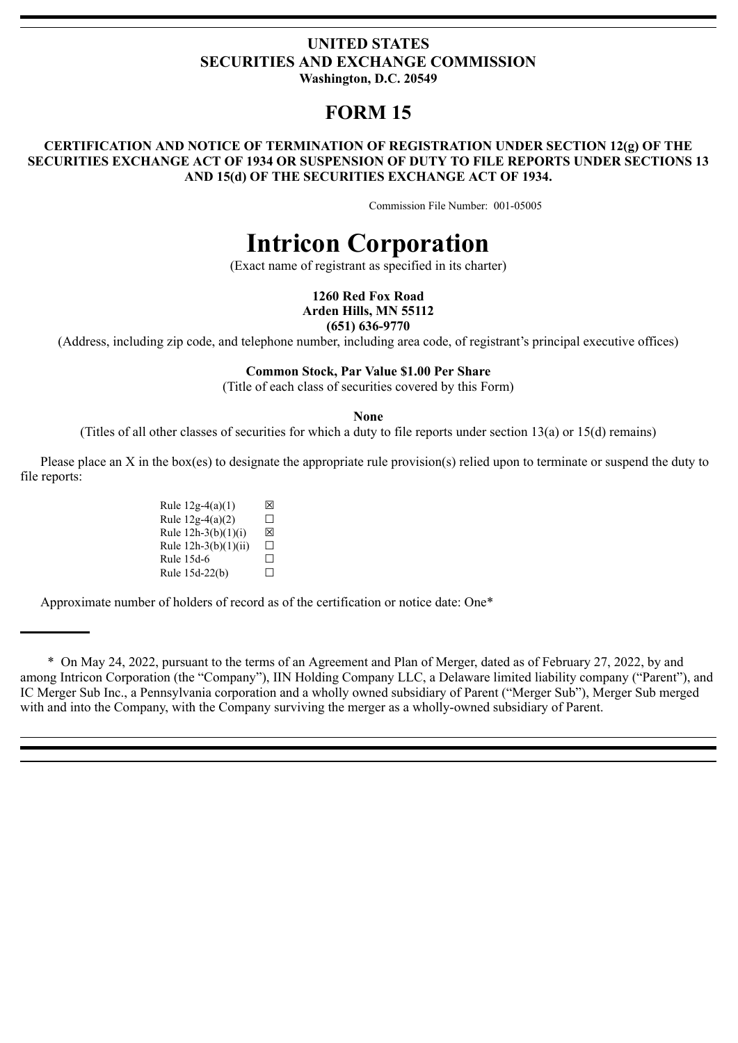**UNITED STATES**
**SECURITIES AND EXCHANGE COMMISSION**
**Washington, D.C. 20549**

# FORM 15

**CERTIFICATION AND NOTICE OF TERMINATION OF REGISTRATION UNDER SECTION 12(g) OF THE SECURITIES EXCHANGE ACT OF 1934 OR SUSPENSION OF DUTY TO FILE REPORTS UNDER SECTIONS 13 AND 15(d) OF THE SECURITIES EXCHANGE ACT OF 1934.**

Commission File Number: 001-05005

# Intricon Corporation

(Exact name of registrant as specified in its charter)

**1260 Red Fox Road**
**Arden Hills, MN 55112**
**(651) 636-9770**

(Address, including zip code, and telephone number, including area code, of registrant's principal executive offices)

**Common Stock, Par Value $1.00 Per Share**

(Title of each class of securities covered by this Form)

**None**

(Titles of all other classes of securities for which a duty to file reports under section 13(a) or 15(d) remains)

Please place an X in the box(es) to designate the appropriate rule provision(s) relied upon to terminate or suspend the duty to file reports:

| | |
|---|---|
| Rule 12g-4(a)(1) | ☒ |
| Rule 12g-4(a)(2) | ☐ |
| Rule 12h-3(b)(1)(i) | ☒ |
| Rule 12h-3(b)(1)(ii) | ☐ |
| Rule 15d-6 | ☐ |
| Rule 15d-22(b) | ☐ |

Approximate number of holders of record as of the certification or notice date: One*

---

\* On May 24, 2022, pursuant to the terms of an Agreement and Plan of Merger, dated as of February 27, 2022, by and among Intricon Corporation (the "Company"), IIN Holding Company LLC, a Delaware limited liability company ("Parent"), and IC Merger Sub Inc., a Pennsylvania corporation and a wholly owned subsidiary of Parent ("Merger Sub"), Merger Sub merged with and into the Company, with the Company surviving the merger as a wholly-owned subsidiary of Parent.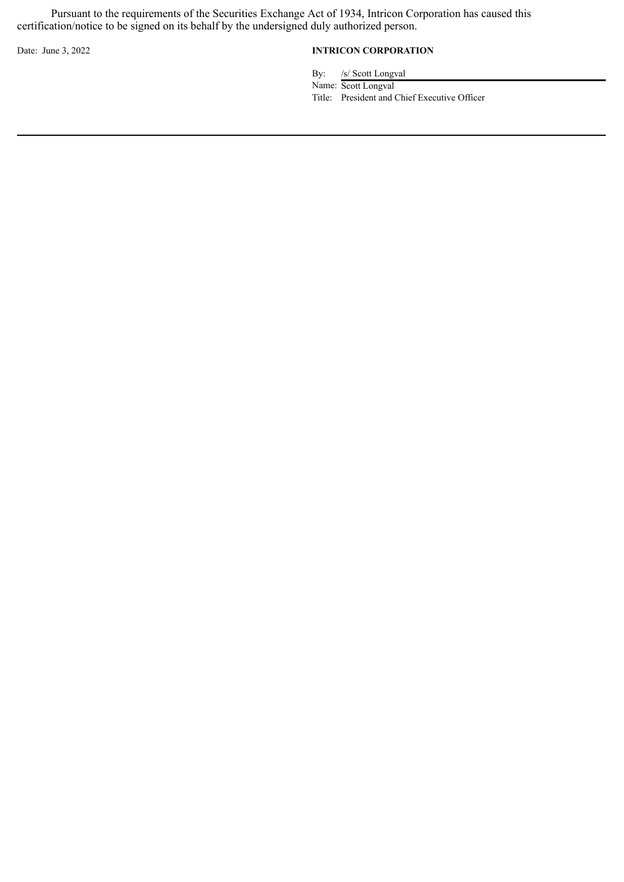Pursuant to the requirements of the Securities Exchange Act of 1934, Intricon Corporation has caused this certification/notice to be signed on its behalf by the undersigned duly authorized person.

Date: June 3, 2022

**INTRICON CORPORATION**

By: /s/ Scott Longval

Name: Scott Longval

Title: President and Chief Executive Officer